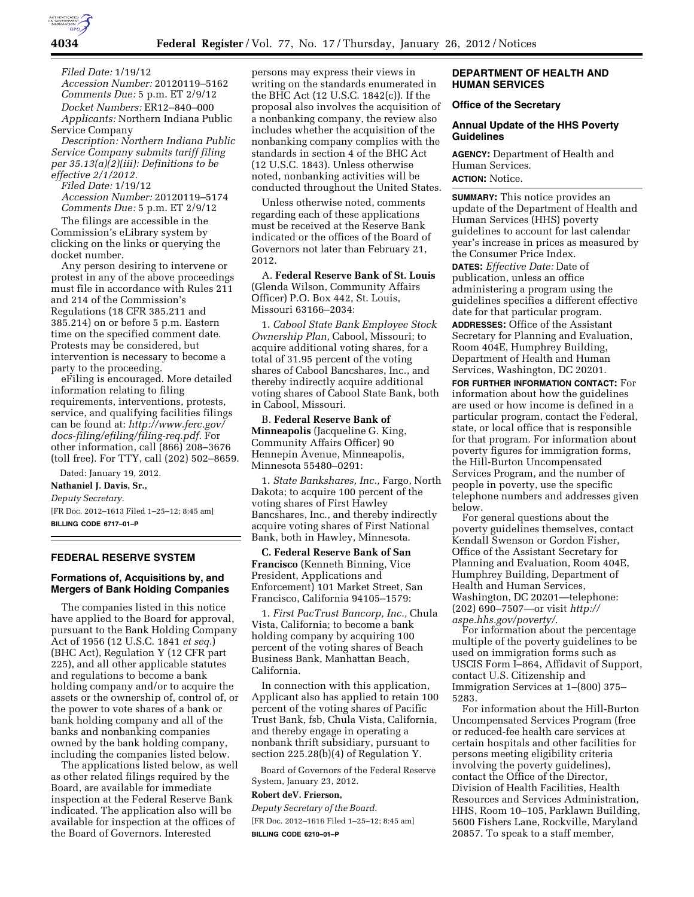*Filed Date:* 1/19/12

*Accession Number:* 20120119–5162

*Comments Due:* 5 p.m. ET 2/9/12

*Docket Numbers:* ER12–840–000

*Applicants:* Northern Indiana Public Service Company

*Description: Northern Indiana Public Service Company submits tariff filing per 35.13(a)(2)(iii): Definitions to be effective 2/1/2012.*

*Filed Date:* 1/19/12

*Accession Number:* 20120119–5174

*Comments Due:* 5 p.m. ET 2/9/12

The filings are accessible in the Commission's eLibrary system by clicking on the links or querying the docket number.

Any person desiring to intervene or protest in any of the above proceedings must file in accordance with Rules 211 and 214 of the Commission's Regulations (18 CFR 385.211 and 385.214) on or before 5 p.m. Eastern time on the specified comment date. Protests may be considered, but intervention is necessary to become a party to the proceeding.

eFiling is encouraged. More detailed information relating to filing requirements, interventions, protests, service, and qualifying facilities filings can be found at: *http://www.ferc.gov/docs-filing/efiling/filing-req.pdf.* For other information, call (866) 208–3676 (toll free). For TTY, call (202) 502–8659.

Dated: January 19, 2012.

**Nathaniel J. Davis, Sr.,**

*Deputy Secretary.*

[FR Doc. 2012–1613 Filed 1–25–12; 8:45 am]

**BILLING CODE 6717–01–P**

## FEDERAL RESERVE SYSTEM

### Formations of, Acquisitions by, and Mergers of Bank Holding Companies

The companies listed in this notice have applied to the Board for approval, pursuant to the Bank Holding Company Act of 1956 (12 U.S.C. 1841 *et seq.*) (BHC Act), Regulation Y (12 CFR part 225), and all other applicable statutes and regulations to become a bank holding company and/or to acquire the assets or the ownership of, control of, or the power to vote shares of a bank or bank holding company and all of the banks and nonbanking companies owned by the bank holding company, including the companies listed below.

The applications listed below, as well as other related filings required by the Board, are available for immediate inspection at the Federal Reserve Bank indicated. The application also will be available for inspection at the offices of the Board of Governors. Interested persons may express their views in writing on the standards enumerated in the BHC Act (12 U.S.C. 1842(c)). If the proposal also involves the acquisition of a nonbanking company, the review also includes whether the acquisition of the nonbanking company complies with the standards in section 4 of the BHC Act (12 U.S.C. 1843). Unless otherwise noted, nonbanking activities will be conducted throughout the United States.

Unless otherwise noted, comments regarding each of these applications must be received at the Reserve Bank indicated or the offices of the Board of Governors not later than February 21, 2012.

A. **Federal Reserve Bank of St. Louis** (Glenda Wilson, Community Affairs Officer) P.O. Box 442, St. Louis, Missouri 63166–2034:

1. *Cabool State Bank Employee Stock Ownership Plan,* Cabool, Missouri; to acquire additional voting shares, for a total of 31.95 percent of the voting shares of Cabool Bancshares, Inc., and thereby indirectly acquire additional voting shares of Cabool State Bank, both in Cabool, Missouri.

B. **Federal Reserve Bank of Minneapolis** (Jacqueline G. King, Community Affairs Officer) 90 Hennepin Avenue, Minneapolis, Minnesota 55480–0291:

1. *State Bankshares, Inc.,* Fargo, North Dakota; to acquire 100 percent of the voting shares of First Hawley Bancshares, Inc., and thereby indirectly acquire voting shares of First National Bank, both in Hawley, Minnesota.

**C. Federal Reserve Bank of San Francisco** (Kenneth Binning, Vice President, Applications and Enforcement) 101 Market Street, San Francisco, California 94105–1579:

1. *First PacTrust Bancorp, Inc.,* Chula Vista, California; to become a bank holding company by acquiring 100 percent of the voting shares of Beach Business Bank, Manhattan Beach, California.

In connection with this application, Applicant also has applied to retain 100 percent of the voting shares of Pacific Trust Bank, fsb, Chula Vista, California, and thereby engage in operating a nonbank thrift subsidiary, pursuant to section 225.28(b)(4) of Regulation Y.

Board of Governors of the Federal Reserve System, January 23, 2012.

**Robert deV. Frierson,**

*Deputy Secretary of the Board.*

[FR Doc. 2012–1616 Filed 1–25–12; 8:45 am]

**BILLING CODE 6210–01–P**

## DEPARTMENT OF HEALTH AND HUMAN SERVICES

### Office of the Secretary

### Annual Update of the HHS Poverty Guidelines

**AGENCY:** Department of Health and Human Services.

**ACTION:** Notice.

**SUMMARY:** This notice provides an update of the Department of Health and Human Services (HHS) poverty guidelines to account for last calendar year's increase in prices as measured by the Consumer Price Index.

**DATES:** *Effective Date:* Date of publication, unless an office administering a program using the guidelines specifies a different effective date for that particular program.

**ADDRESSES:** Office of the Assistant Secretary for Planning and Evaluation, Room 404E, Humphrey Building, Department of Health and Human Services, Washington, DC 20201.

**FOR FURTHER INFORMATION CONTACT:** For information about how the guidelines are used or how income is defined in a particular program, contact the Federal, state, or local office that is responsible for that program. For information about poverty figures for immigration forms, the Hill-Burton Uncompensated Services Program, and the number of people in poverty, use the specific telephone numbers and addresses given below.

For general questions about the poverty guidelines themselves, contact Kendall Swenson or Gordon Fisher, Office of the Assistant Secretary for Planning and Evaluation, Room 404E, Humphrey Building, Department of Health and Human Services, Washington, DC 20201—telephone: (202) 690–7507—or visit *http://aspe.hhs.gov/poverty/.*

For information about the percentage multiple of the poverty guidelines to be used on immigration forms such as USCIS Form I–864, Affidavit of Support, contact U.S. Citizenship and Immigration Services at 1–(800) 375–5283.

For information about the Hill-Burton Uncompensated Services Program (free or reduced-fee health care services at certain hospitals and other facilities for persons meeting eligibility criteria involving the poverty guidelines), contact the Office of the Director, Division of Health Facilities, Health Resources and Services Administration, HHS, Room 10–105, Parklawn Building, 5600 Fishers Lane, Rockville, Maryland 20857. To speak to a staff member,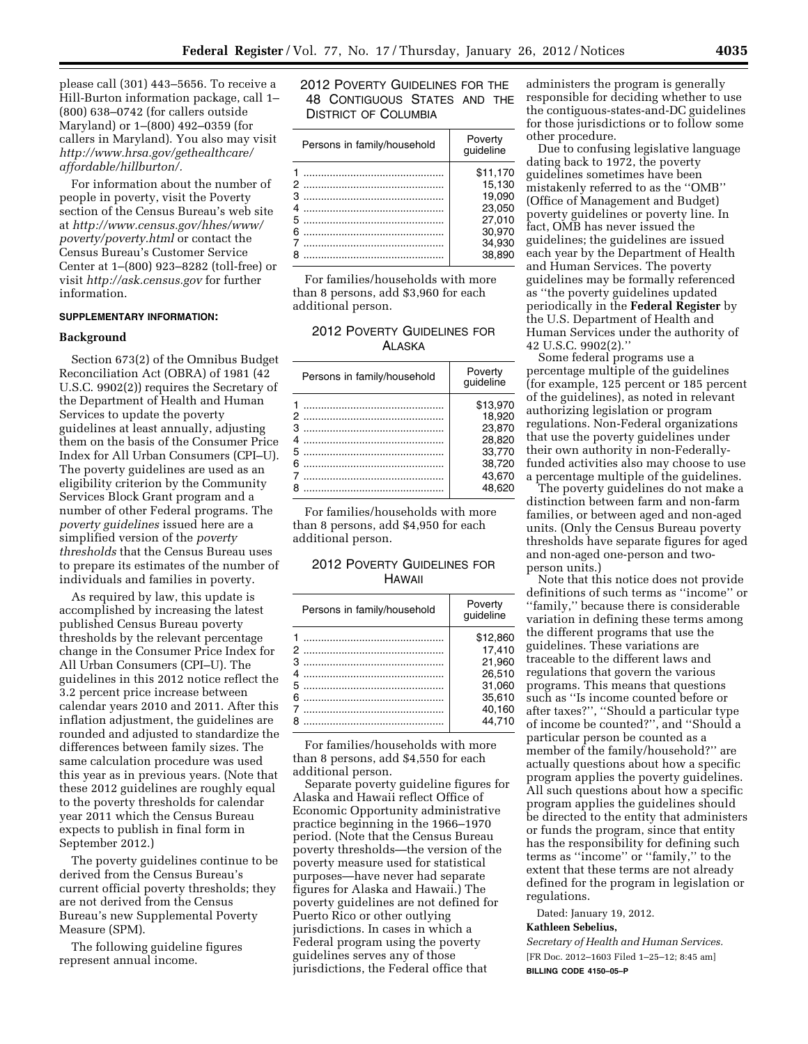please call (301) 443–5656. To receive a Hill-Burton information package, call 1–(800) 638–0742 (for callers outside Maryland) or 1–(800) 492–0359 (for callers in Maryland). You also may visit *http://www.hrsa.gov/gethealthcare/affordable/hillburton/*.

For information about the number of people in poverty, visit the Poverty section of the Census Bureau's web site at *http://www.census.gov/hhes/www/poverty/poverty.html* or contact the Census Bureau's Customer Service Center at 1–(800) 923–8282 (toll-free) or visit *http://ask.census.gov* for further information.

**SUPPLEMENTARY INFORMATION:**

**Background**

Section 673(2) of the Omnibus Budget Reconciliation Act (OBRA) of 1981 (42 U.S.C. 9902(2)) requires the Secretary of the Department of Health and Human Services to update the poverty guidelines at least annually, adjusting them on the basis of the Consumer Price Index for All Urban Consumers (CPI–U). The poverty guidelines are used as an eligibility criterion by the Community Services Block Grant program and a number of other Federal programs. The *poverty guidelines* issued here are a simplified version of the *poverty thresholds* that the Census Bureau uses to prepare its estimates of the number of individuals and families in poverty.

As required by law, this update is accomplished by increasing the latest published Census Bureau poverty thresholds by the relevant percentage change in the Consumer Price Index for All Urban Consumers (CPI–U). The guidelines in this 2012 notice reflect the 3.2 percent price increase between calendar years 2010 and 2011. After this inflation adjustment, the guidelines are rounded and adjusted to standardize the differences between family sizes. The same calculation procedure was used this year as in previous years. (Note that these 2012 guidelines are roughly equal to the poverty thresholds for calendar year 2011 which the Census Bureau expects to publish in final form in September 2012.)

The poverty guidelines continue to be derived from the Census Bureau's current official poverty thresholds; they are not derived from the Census Bureau's new Supplemental Poverty Measure (SPM).

The following guideline figures represent annual income.

2012 POVERTY GUIDELINES FOR THE 48 CONTIGUOUS STATES AND THE DISTRICT OF COLUMBIA

| Persons in family/household | Poverty guideline |
|---|---|
| 1 | $11,170 |
| 2 | 15,130 |
| 3 | 19,090 |
| 4 | 23,050 |
| 5 | 27,010 |
| 6 | 30,970 |
| 7 | 34,930 |
| 8 | 38,890 |

For families/households with more than 8 persons, add $3,960 for each additional person.

2012 POVERTY GUIDELINES FOR ALASKA

| Persons in family/household | Poverty guideline |
|---|---|
| 1 | $13,970 |
| 2 | 18,920 |
| 3 | 23,870 |
| 4 | 28,820 |
| 5 | 33,770 |
| 6 | 38,720 |
| 7 | 43,670 |
| 8 | 48,620 |

For families/households with more than 8 persons, add $4,950 for each additional person.

2012 POVERTY GUIDELINES FOR HAWAII

| Persons in family/household | Poverty guideline |
|---|---|
| 1 | $12,860 |
| 2 | 17,410 |
| 3 | 21,960 |
| 4 | 26,510 |
| 5 | 31,060 |
| 6 | 35,610 |
| 7 | 40,160 |
| 8 | 44,710 |

For families/households with more than 8 persons, add $4,550 for each additional person.

Separate poverty guideline figures for Alaska and Hawaii reflect Office of Economic Opportunity administrative practice beginning in the 1966–1970 period. (Note that the Census Bureau poverty thresholds—the version of the poverty measure used for statistical purposes—have never had separate figures for Alaska and Hawaii.) The poverty guidelines are not defined for Puerto Rico or other outlying jurisdictions. In cases in which a Federal program using the poverty guidelines serves any of those jurisdictions, the Federal office that administers the program is generally responsible for deciding whether to use the contiguous-states-and-DC guidelines for those jurisdictions or to follow some other procedure.

Due to confusing legislative language dating back to 1972, the poverty guidelines sometimes have been mistakenly referred to as the ''OMB'' (Office of Management and Budget) poverty guidelines or poverty line. In fact, OMB has never issued the guidelines; the guidelines are issued each year by the Department of Health and Human Services. The poverty guidelines may be formally referenced as ''the poverty guidelines updated periodically in the **Federal Register** by the U.S. Department of Health and Human Services under the authority of 42 U.S.C. 9902(2).''

Some federal programs use a percentage multiple of the guidelines (for example, 125 percent or 185 percent of the guidelines), as noted in relevant authorizing legislation or program regulations. Non-Federal organizations that use the poverty guidelines under their own authority in non-Federally-funded activities also may choose to use a percentage multiple of the guidelines.

The poverty guidelines do not make a distinction between farm and non-farm families, or between aged and non-aged units. (Only the Census Bureau poverty thresholds have separate figures for aged and non-aged one-person and two-person units.)

Note that this notice does not provide definitions of such terms as ''income'' or ''family,'' because there is considerable variation in defining these terms among the different programs that use the guidelines. These variations are traceable to the different laws and regulations that govern the various programs. This means that questions such as ''Is income counted before or after taxes?'', ''Should a particular type of income be counted?'', and ''Should a particular person be counted as a member of the family/household?'' are actually questions about how a specific program applies the poverty guidelines. All such questions about how a specific program applies the guidelines should be directed to the entity that administers or funds the program, since that entity has the responsibility for defining such terms as ''income'' or ''family,'' to the extent that these terms are not already defined for the program in legislation or regulations.

Dated: January 19, 2012.

**Kathleen Sebelius,**

*Secretary of Health and Human Services.*

[FR Doc. 2012–1603 Filed 1–25–12; 8:45 am]

**BILLING CODE 4150–05–P**